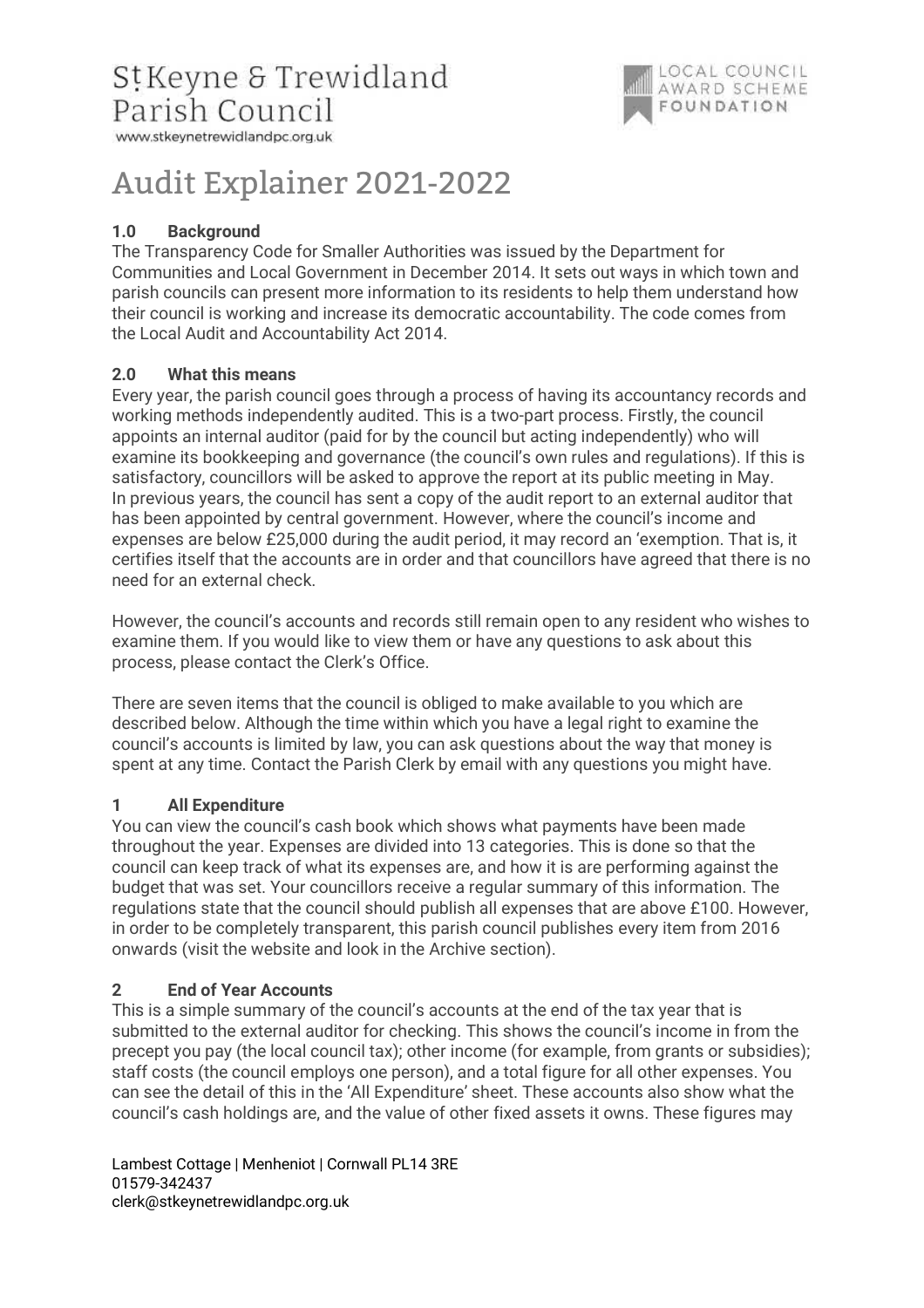St Keyne & Trewidland
Parish Council
www.stkeynetrewidlandpc.org.uk

LOCAL COUNCIL AWARD SCHEME FOUNDATION

# Audit Explainer 2021-2022

## 1.0 Background

The Transparency Code for Smaller Authorities was issued by the Department for Communities and Local Government in December 2014. It sets out ways in which town and parish councils can present more information to its residents to help them understand how their council is working and increase its democratic accountability. The code comes from the Local Audit and Accountability Act 2014.

## 2.0 What this means

Every year, the parish council goes through a process of having its accountancy records and working methods independently audited. This is a two-part process. Firstly, the council appoints an internal auditor (paid for by the council but acting independently) who will examine its bookkeeping and governance (the council's own rules and regulations). If this is satisfactory, councillors will be asked to approve the report at its public meeting in May. In previous years, the council has sent a copy of the audit report to an external auditor that has been appointed by central government. However, where the council's income and expenses are below £25,000 during the audit period, it may record an 'exemption. That is, it certifies itself that the accounts are in order and that councillors have agreed that there is no need for an external check.

However, the council's accounts and records still remain open to any resident who wishes to examine them. If you would like to view them or have any questions to ask about this process, please contact the Clerk's Office.

There are seven items that the council is obliged to make available to you which are described below. Although the time within which you have a legal right to examine the council's accounts is limited by law, you can ask questions about the way that money is spent at any time. Contact the Parish Clerk by email with any questions you might have.

### 1 All Expenditure

You can view the council's cash book which shows what payments have been made throughout the year. Expenses are divided into 13 categories. This is done so that the council can keep track of what its expenses are, and how it is are performing against the budget that was set. Your councillors receive a regular summary of this information. The regulations state that the council should publish all expenses that are above £100. However, in order to be completely transparent, this parish council publishes every item from 2016 onwards (visit the website and look in the Archive section).

### 2 End of Year Accounts

This is a simple summary of the council's accounts at the end of the tax year that is submitted to the external auditor for checking. This shows the council's income in from the precept you pay (the local council tax); other income (for example, from grants or subsidies); staff costs (the council employs one person), and a total figure for all other expenses. You can see the detail of this in the 'All Expenditure' sheet. These accounts also show what the council's cash holdings are, and the value of other fixed assets it owns. These figures may

Lambest Cottage | Menheniot | Cornwall PL14 3RE
01579-342437
clerk@stkeynetrewidlandpc.org.uk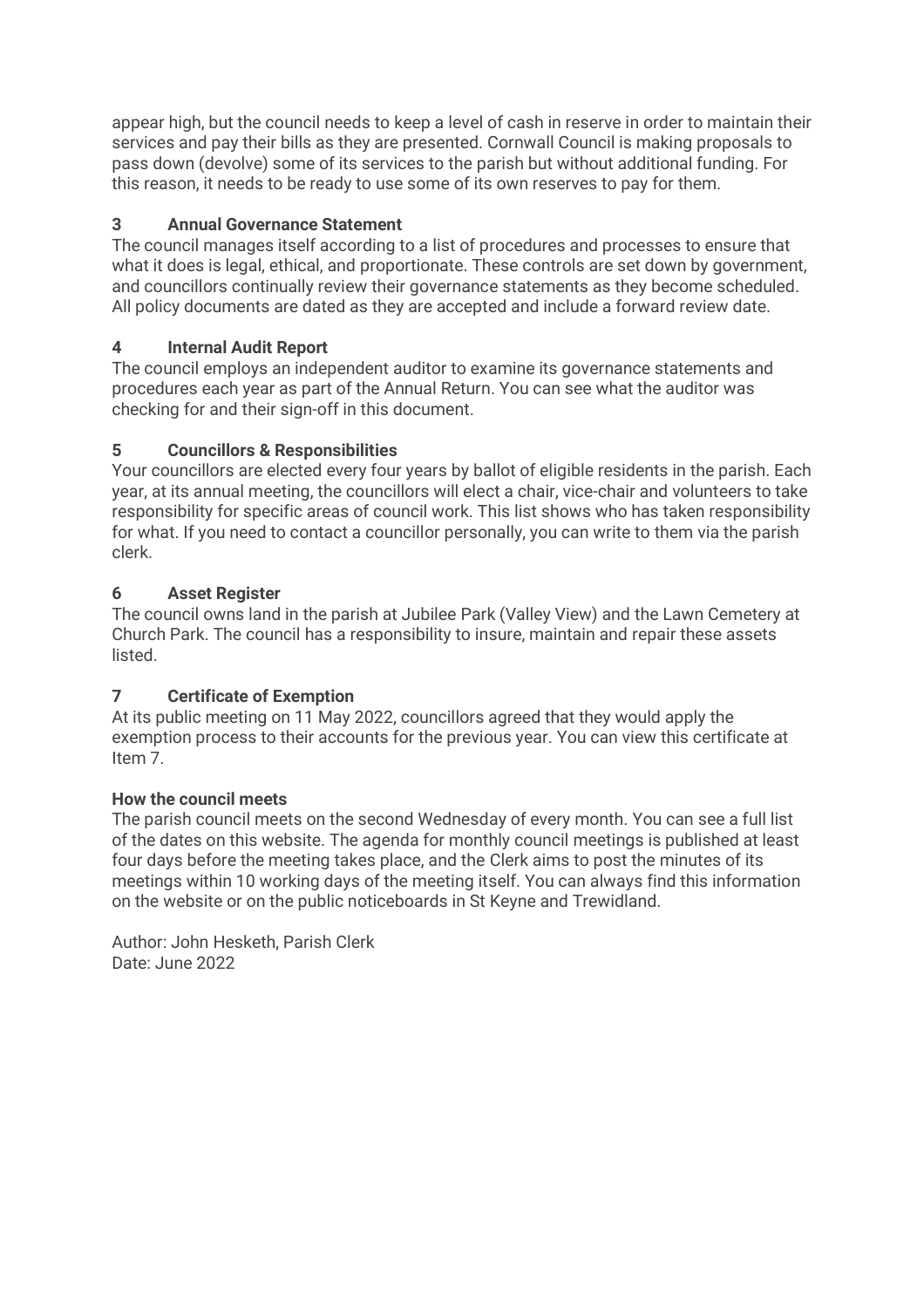appear high, but the council needs to keep a level of cash in reserve in order to maintain their services and pay their bills as they are presented. Cornwall Council is making proposals to pass down (devolve) some of its services to the parish but without additional funding. For this reason, it needs to be ready to use some of its own reserves to pay for them.

## 3 Annual Governance Statement

The council manages itself according to a list of procedures and processes to ensure that what it does is legal, ethical, and proportionate. These controls are set down by government, and councillors continually review their governance statements as they become scheduled. All policy documents are dated as they are accepted and include a forward review date.

## 4 Internal Audit Report

The council employs an independent auditor to examine its governance statements and procedures each year as part of the Annual Return. You can see what the auditor was checking for and their sign-off in this document.

## 5 Councillors & Responsibilities

Your councillors are elected every four years by ballot of eligible residents in the parish. Each year, at its annual meeting, the councillors will elect a chair, vice-chair and volunteers to take responsibility for specific areas of council work. This list shows who has taken responsibility for what. If you need to contact a councillor personally, you can write to them via the parish clerk.

## 6 Asset Register

The council owns land in the parish at Jubilee Park (Valley View) and the Lawn Cemetery at Church Park. The council has a responsibility to insure, maintain and repair these assets listed.

## 7 Certificate of Exemption

At its public meeting on 11 May 2022, councillors agreed that they would apply the exemption process to their accounts for the previous year. You can view this certificate at Item 7.

### How the council meets

The parish council meets on the second Wednesday of every month. You can see a full list of the dates on this website. The agenda for monthly council meetings is published at least four days before the meeting takes place, and the Clerk aims to post the minutes of its meetings within 10 working days of the meeting itself. You can always find this information on the website or on the public noticeboards in St Keyne and Trewidland.

Author: John Hesketh, Parish Clerk
Date: June 2022